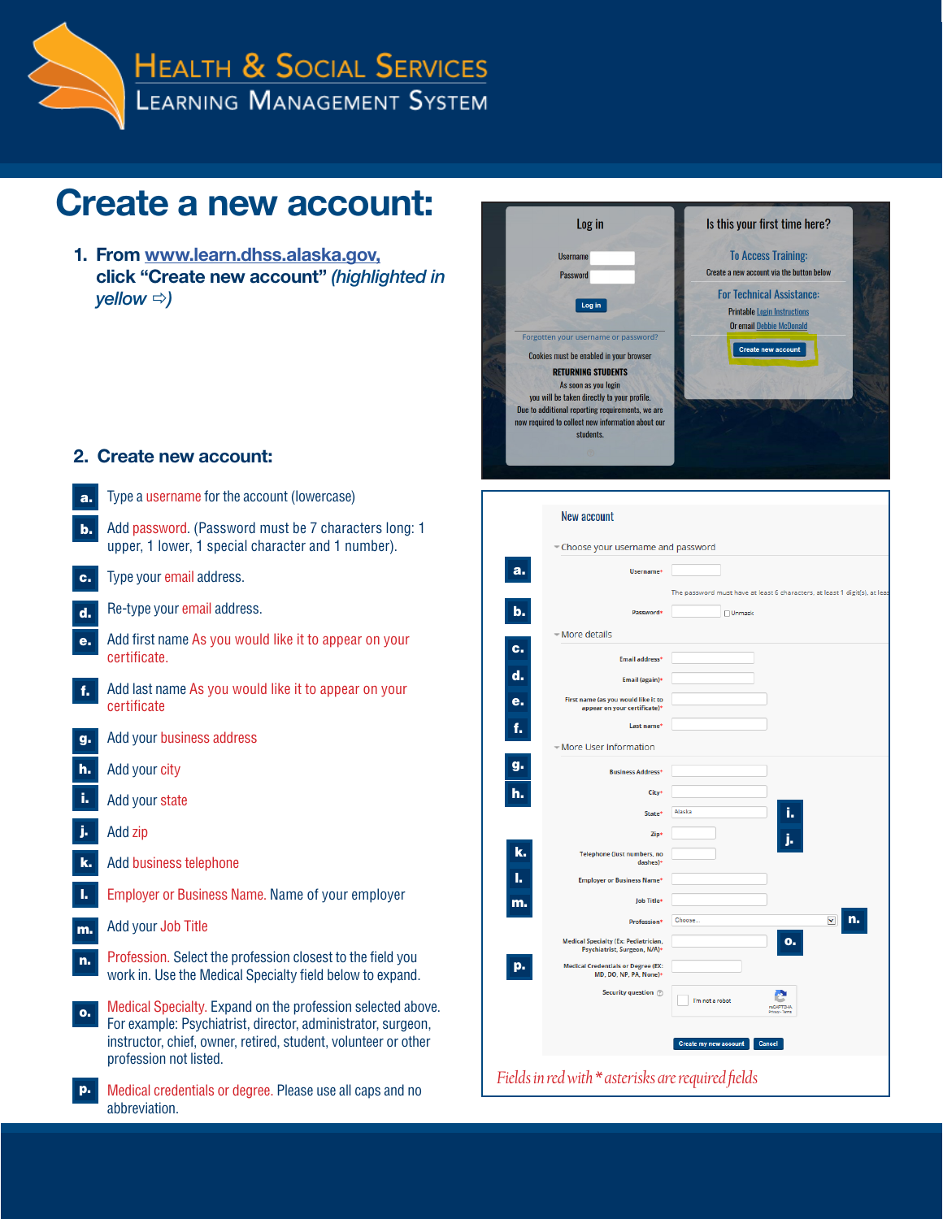# Health & Social Services Learning Management System

# Create a new account:

1. From [www.learn.dhss.alaska.gov](http://www.learn.dhss.alaska.gov), click "Create new account" *(highlighted in yellow ⇨)*

2. **Create new account:**

**a.** Type a username for the account (lowercase)

**b.** Add password. (Password must be 7 characters long: 1 upper, 1 lower, 1 special character and 1 number).

**c.** Type your email address.

**d.** Re-type your email address.

**e.** Add first name As you would like it to appear on your certificate.

**f.** Add last name As you would like it to appear on your certificate

**g.** Add your business address

**h.** Add your city

**i.** Add your state

**j.** Add zip

**k.** Add business telephone

**l.** Employer or Business Name. Name of your employer

**m.** Add your Job Title

**n.** Profession. Select the profession closest to the field you work in. Use the Medical Specialty field below to expand.

**o.** Medical Specialty. Expand on the profession selected above. For example: Psychiatrist, director, administrator, surgeon, instructor, chief, owner, retired, student, volunteer or other profession not listed.

**p.** Medical credentials or degree. Please use all caps and no abbreviation.

*Fields in red with \* asterisks are required fields*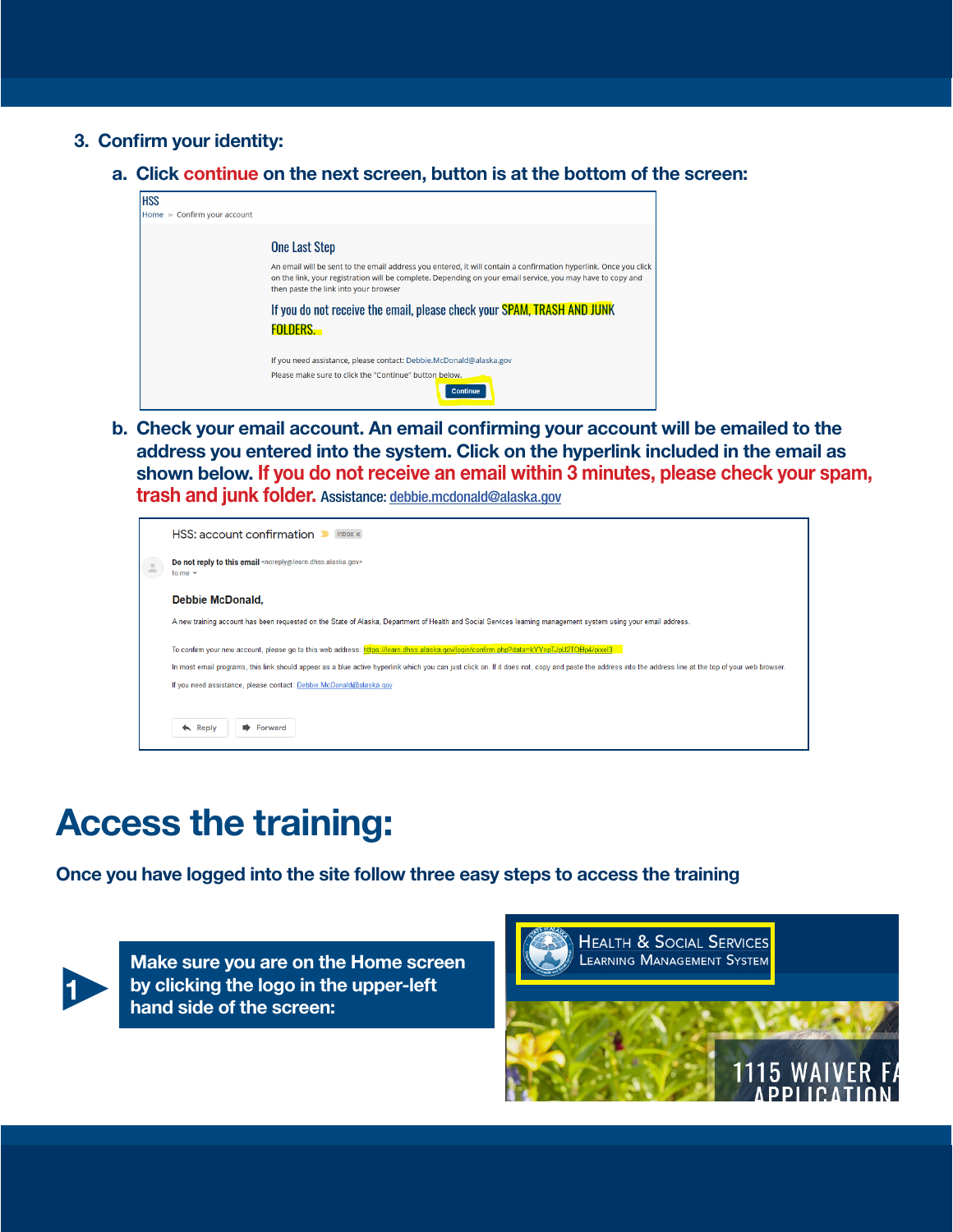3. **Confirm your identity:**

   a. **Click continue on the next screen, button is at the bottom of the screen:**

HSS
Home ► Confirm your account

One Last Step

An email will be sent to the email address you entered, it will contain a confirmation hyperlink. Once you click on the link, your registration will be complete. Depending on your email service, you may have to copy and then paste the link into your browser

If you do not receive the email, please check your SPAM, TRASH AND JUNK FOLDERS.

If you need assistance, please contact: Debbie.McDonald@alaska.gov

Please make sure to click the "Continue" button below.

Continue

   b. **Check your email account. An email confirming your account will be emailed to the address you entered into the system. Click on the hyperlink included in the email as shown below. If you do not receive an email within 3 minutes, please check your spam, trash and junk folder.** Assistance: debbie.mcdonald@alaska.gov

HSS: account confirmation Inbox ×

Do not reply to this email <noreply@learn.dhss.alaska.gov>
to me

Debbie McDonald,

A new training account has been requested on the State of Alaska, Department of Health and Social Services learning management system using your email address.

To confirm your new account, please go to this web address: https://learn.dhss.alaska.gov/login/confirm.php?data=kYYnpTJpU2TOBp4/pixel3

In most email programs, this link should appear as a blue active hyperlink which you can just click on. If it does not, copy and paste the address into the address line at the top of your web browser.

If you need assistance, please contact: Debbie.McDonald@alaska.gov

Reply Forward

# Access the training:

**Once you have logged into the site follow three easy steps to access the training**

**1** **Make sure you are on the Home screen by clicking the logo in the upper-left hand side of the screen:**

HEALTH & SOCIAL SERVICES
LEARNING MANAGEMENT SYSTEM

1115 WAIVER FA
APPLICATION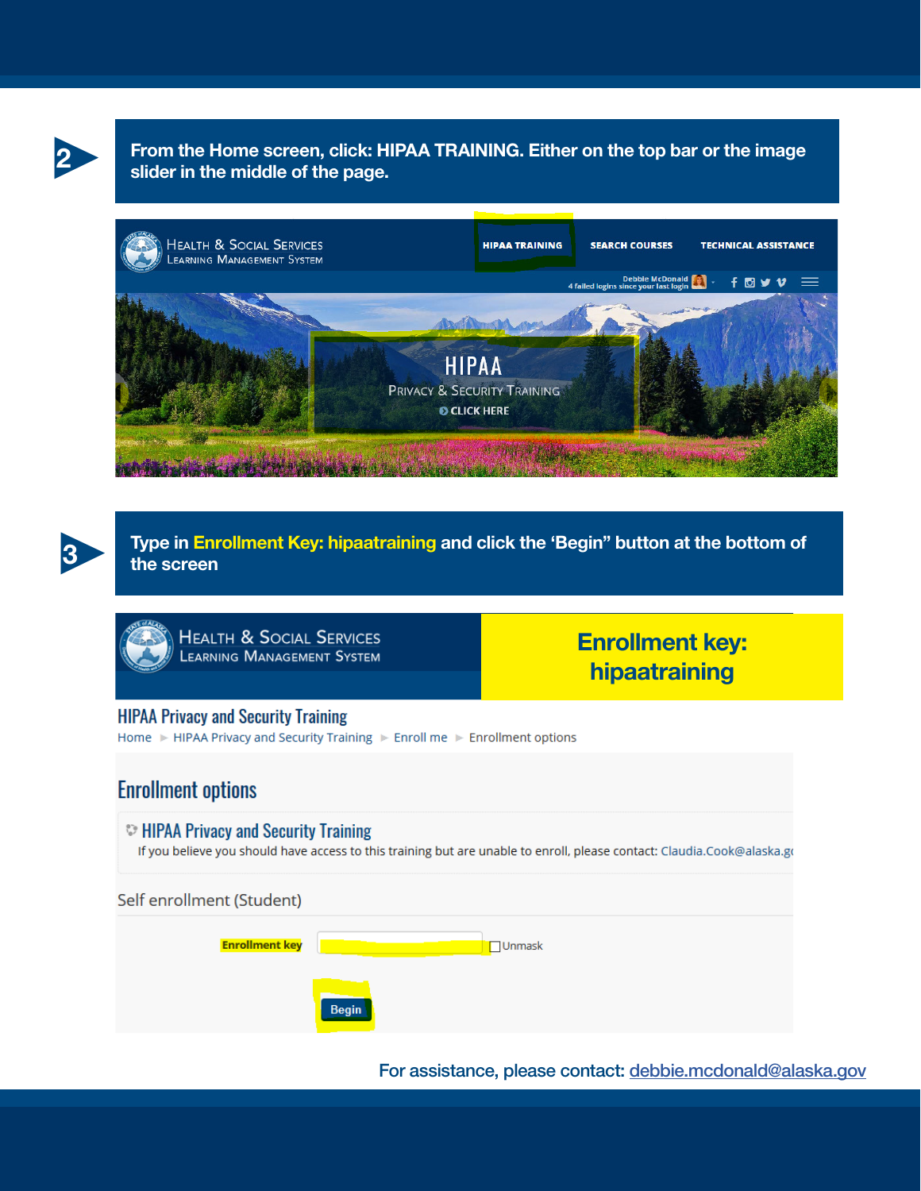**2** From the Home screen, click: HIPAA TRAINING. Either on the top bar or the image slider in the middle of the page.

Health & Social Services Learning Management System

HIPAA TRAINING SEARCH COURSES TECHNICAL ASSISTANCE

Debbie McDonald
4 failed logins since your last login

HIPAA
Privacy & Security Training
CLICK HERE

**3** Type in **Enrollment Key: hipaatraining** and click the 'Begin" button at the bottom of the screen

Health & Social Services Learning Management System

**Enrollment key: hipaatraining**

HIPAA Privacy and Security Training

Home ► HIPAA Privacy and Security Training ► Enroll me ► Enrollment options

Enrollment options

HIPAA Privacy and Security Training

If you believe you should have access to this training but are unable to enroll, please contact: Claudia.Cook@alaska.g

Self enrollment (Student)

Enrollment key ☐ Unmask

Begin

For assistance, please contact: debbie.mcdonald@alaska.gov